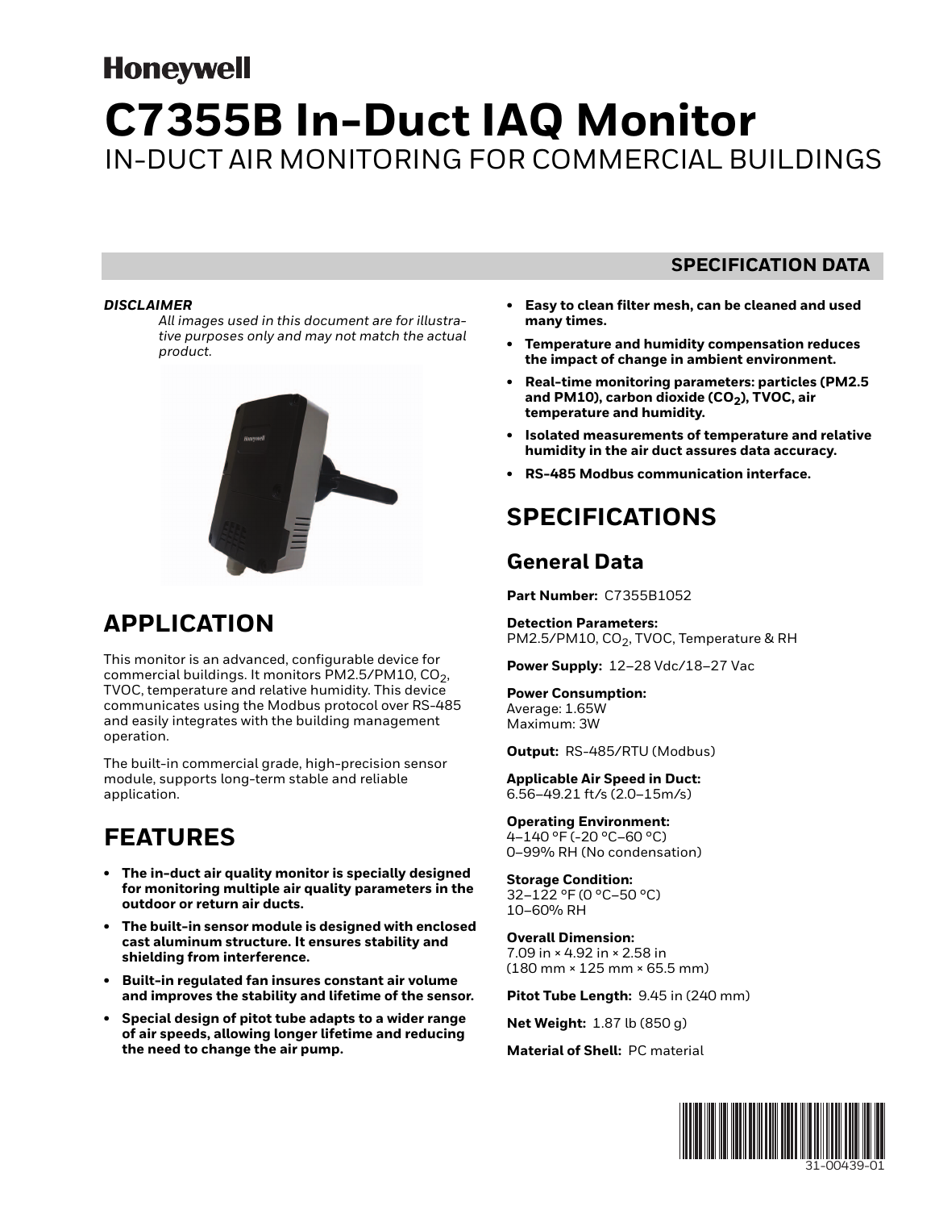# Honeywell

# C7355B In-Duct IAQ Monitor

## IN-DUCT AIR MONITORING FOR COMMERCIAL BUILDINGS

**SPECIFICATION DATA**

***DISCLAIMER***

*All images used in this document are for illustrative purposes only and may not match the actual product.*

## APPLICATION

This monitor is an advanced, configurable device for commercial buildings. It monitors PM2.5/PM10, $CO_2$, TVOC, temperature and relative humidity. This device communicates using the Modbus protocol over RS-485 and easily integrates with the building management operation.

The built-in commercial grade, high-precision sensor module, supports long-term stable and reliable application.

## FEATURES

- **The in-duct air quality monitor is specially designed for monitoring multiple air quality parameters in the outdoor or return air ducts.**
- **The built-in sensor module is designed with enclosed cast aluminum structure. It ensures stability and shielding from interference.**
- **Built-in regulated fan insures constant air volume and improves the stability and lifetime of the sensor.**
- **Special design of pitot tube adapts to a wider range of air speeds, allowing longer lifetime and reducing the need to change the air pump.**
- **Easy to clean filter mesh, can be cleaned and used many times.**
- **Temperature and humidity compensation reduces the impact of change in ambient environment.**
- **Real-time monitoring parameters: particles (PM2.5 and PM10), carbon dioxide ($CO_2$), TVOC, air temperature and humidity.**
- **Isolated measurements of temperature and relative humidity in the air duct assures data accuracy.**
- **RS-485 Modbus communication interface.**

## SPECIFICATIONS

### General Data

**Part Number:** C7355B1052

**Detection Parameters:**
PM2.5/PM10, $CO_2$, TVOC, Temperature & RH

**Power Supply:** 12–28 Vdc/18–27 Vac

**Power Consumption:**
Average: 1.65W
Maximum: 3W

**Output:** RS-485/RTU (Modbus)

**Applicable Air Speed in Duct:**
6.56–49.21 ft/s (2.0–15m/s)

**Operating Environment:**
4–140 °F (-20 °C–60 °C)
0–99% RH (No condensation)

**Storage Condition:**
32–122 °F (0 °C–50 °C)
10–60% RH

**Overall Dimension:**
7.09 in × 4.92 in × 2.58 in
(180 mm × 125 mm × 65.5 mm)

**Pitot Tube Length:** 9.45 in (240 mm)

**Net Weight:** 1.87 lb (850 g)

**Material of Shell:** PC material

31-00439-01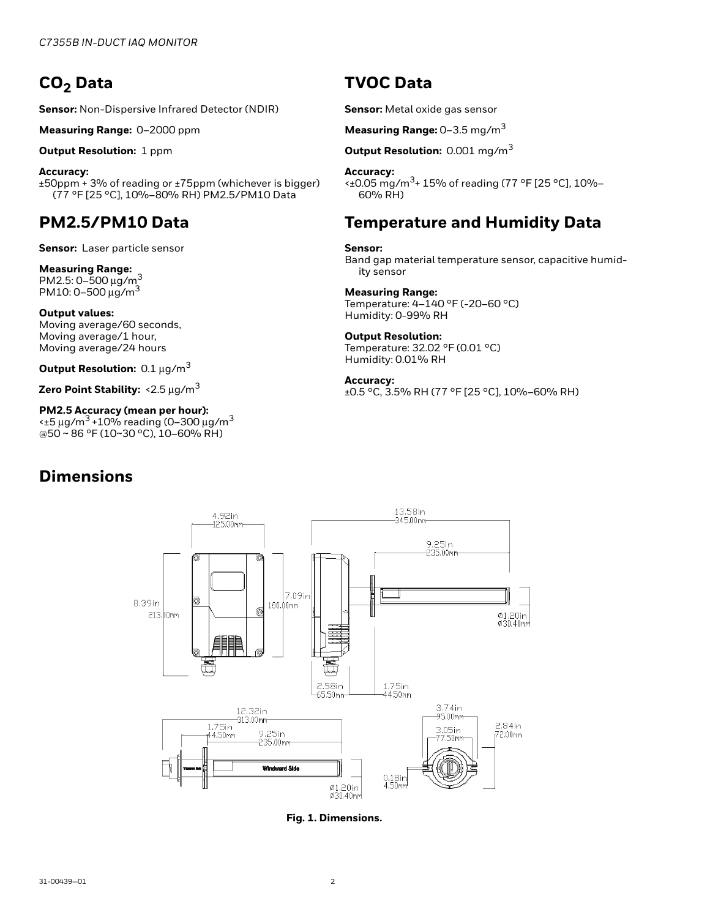## $CO_2$ Data

**Sensor:** Non-Dispersive Infrared Detector (NDIR)

**Measuring Range:** 0–2000 ppm

**Output Resolution:** 1 ppm

**Accuracy:**
±50ppm + 3% of reading or ±75ppm (whichever is bigger) (77 °F [25 °C], 10%–80% RH) PM2.5/PM10 Data

## PM2.5/PM10 Data

**Sensor:** Laser particle sensor

**Measuring Range:**
PM2.5: 0–500 μg/$m^3$
PM10: 0–500 μg/$m^3$

**Output values:**
Moving average/60 seconds,
Moving average/1 hour,
Moving average/24 hours

**Output Resolution:** 0.1 μg/$m^3$

**Zero Point Stability:** <2.5 μg/$m^3$

**PM2.5 Accuracy (mean per hour):**
<±5 μg/$m^3$ +10% reading (0–300 μg/$m^3$ @50 ~ 86 °F (10~30 °C), 10–60% RH)

## TVOC Data

**Sensor:** Metal oxide gas sensor

**Measuring Range:** 0–3.5 mg/$m^3$

**Output Resolution:** 0.001 mg/$m^3$

**Accuracy:**
<±0.05 mg/$m^3$+ 15% of reading (77 °F [25 °C], 10%–60% RH)

## Temperature and Humidity Data

**Sensor:**
Band gap material temperature sensor, capacitive humidity sensor

**Measuring Range:**
Temperature: 4–140 °F (-20–60 °C)
Humidity: 0-99% RH

**Output Resolution:**
Temperature: 32.02 °F (0.01 °C)
Humidity: 0.01% RH

**Accuracy:**
±0.5 °C, 3.5% RH (77 °F [25 °C], 10%–60% RH)

## Dimensions

**Fig. 1. Dimensions.**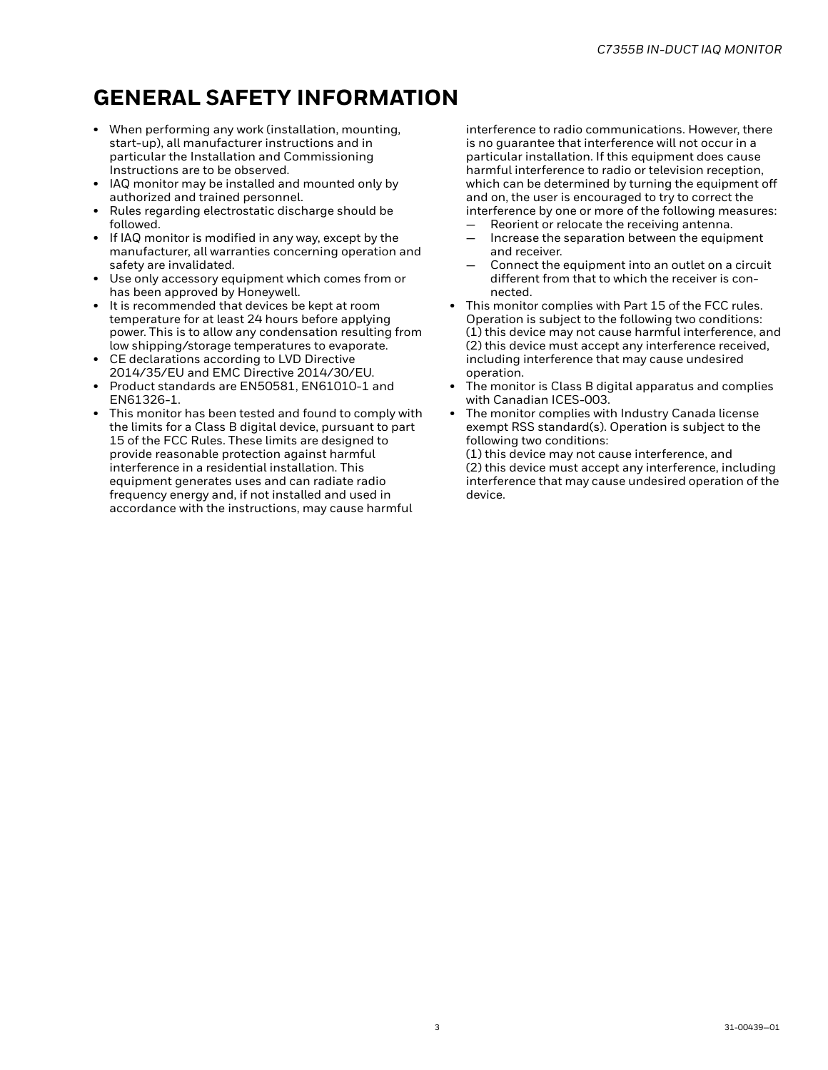# GENERAL SAFETY INFORMATION

- When performing any work (installation, mounting, start-up), all manufacturer instructions and in particular the Installation and Commissioning Instructions are to be observed.
- IAQ monitor may be installed and mounted only by authorized and trained personnel.
- Rules regarding electrostatic discharge should be followed.
- If IAQ monitor is modified in any way, except by the manufacturer, all warranties concerning operation and safety are invalidated.
- Use only accessory equipment which comes from or has been approved by Honeywell.
- It is recommended that devices be kept at room temperature for at least 24 hours before applying power. This is to allow any condensation resulting from low shipping/storage temperatures to evaporate.
- CE declarations according to LVD Directive 2014/35/EU and EMC Directive 2014/30/EU.
- Product standards are EN50581, EN61010-1 and EN61326-1.
- This monitor has been tested and found to comply with the limits for a Class B digital device, pursuant to part 15 of the FCC Rules. These limits are designed to provide reasonable protection against harmful interference in a residential installation. This equipment generates uses and can radiate radio frequency energy and, if not installed and used in accordance with the instructions, may cause harmful interference to radio communications. However, there is no guarantee that interference will not occur in a particular installation. If this equipment does cause harmful interference to radio or television reception, which can be determined by turning the equipment off and on, the user is encouraged to try to correct the interference by one or more of the following measures:
  - Reorient or relocate the receiving antenna.
  - Increase the separation between the equipment and receiver.
  - Connect the equipment into an outlet on a circuit different from that to which the receiver is connected.
- This monitor complies with Part 15 of the FCC rules. Operation is subject to the following two conditions: (1) this device may not cause harmful interference, and (2) this device must accept any interference received, including interference that may cause undesired operation.
- The monitor is Class B digital apparatus and complies with Canadian ICES-003.
- The monitor complies with Industry Canada license exempt RSS standard(s). Operation is subject to the following two conditions:
  (1) this device may not cause interference, and
  (2) this device must accept any interference, including interference that may cause undesired operation of the device.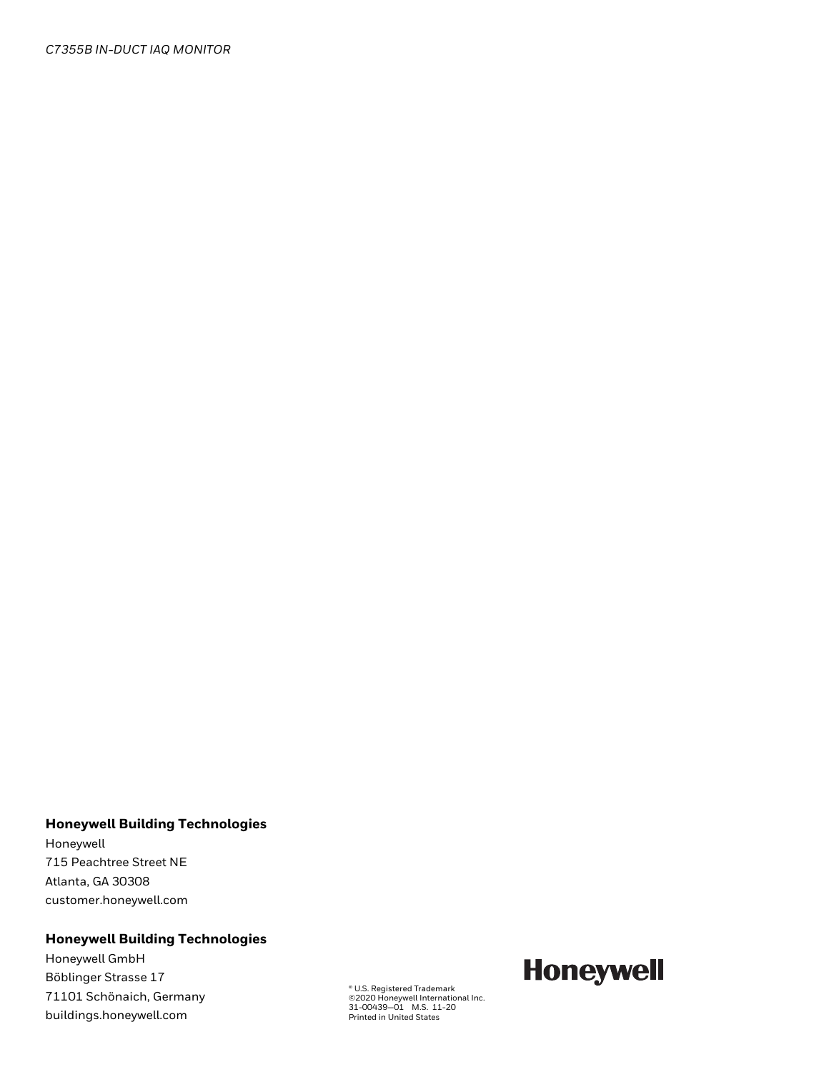**Honeywell Building Technologies**

Honeywell
715 Peachtree Street NE
Atlanta, GA 30308
customer.honeywell.com

**Honeywell Building Technologies**

Honeywell GmbH
Böblinger Strasse 17
71101 Schönaich, Germany
buildings.honeywell.com

® U.S. Registered Trademark
©2020 Honeywell International Inc.
31-00439—01 M.S. 11-20
Printed in United States

Honeywell